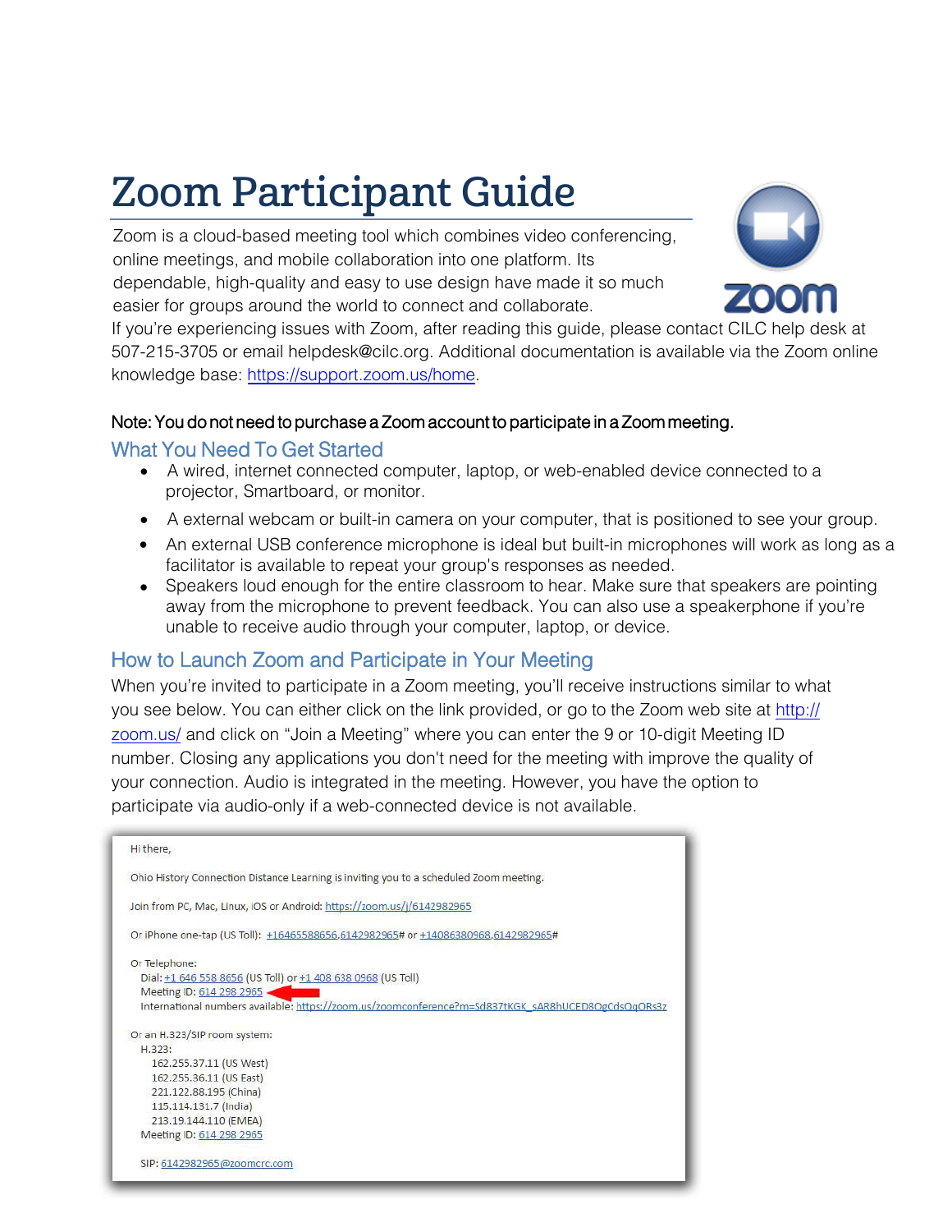# Zoom Participant Guide

Zoom is a cloud-based meeting tool which combines video conferencing, online meetings, and mobile collaboration into one platform. Its dependable, high-quality and easy to use design have made it so much easier for groups around the world to connect and collaborate.

If you're experiencing issues with Zoom, after reading this guide, please contact CILC help desk at 507-215-3705 or email helpdesk@cilc.org. Additional documentation is available via the Zoom online knowledge base: https://support.zoom.us/home.

Note: You do not need to purchase a Zoom account to participate in a Zoom meeting.

## What You Need To Get Started

- A wired, internet connected computer, laptop, or web-enabled device connected to a projector, Smartboard, or monitor.
- A external webcam or built-in camera on your computer, that is positioned to see your group.
- An external USB conference microphone is ideal but built-in microphones will work as long as a facilitator is available to repeat your group's responses as needed.
- Speakers loud enough for the entire classroom to hear. Make sure that speakers are pointing away from the microphone to prevent feedback. You can also use a speakerphone if you're unable to receive audio through your computer, laptop, or device.

## How to Launch Zoom and Participate in Your Meeting

When you're invited to participate in a Zoom meeting, you'll receive instructions similar to what you see below. You can either click on the link provided, or go to the Zoom web site at http://zoom.us/ and click on "Join a Meeting" where you can enter the 9 or 10-digit Meeting ID number. Closing any applications you don't need for the meeting with improve the quality of your connection. Audio is integrated in the meeting. However, you have the option to participate via audio-only if a web-connected device is not available.

Hi there,

Ohio History Connection Distance Learning is inviting you to a scheduled Zoom meeting.

Join from PC, Mac, Linux, iOS or Android: https://zoom.us/j/6142982965

Or iPhone one-tap (US Toll): +16465588656,6142982965# or +14086380968,6142982965#

Or Telephone:
  Dial: +1 646 558 8656 (US Toll) or +1 408 638 0968 (US Toll)
  Meeting ID: 614 298 2965
  International numbers available: https://zoom.us/zoomconference?m=Sd837tKGK_sAR8hUCED8OgCdsQqORs3z

Or an H.323/SIP room system:
  H.323:
    162.255.37.11 (US West)
    162.255.36.11 (US East)
    221.122.88.195 (China)
    115.114.131.7 (India)
    213.19.144.110 (EMEA)
  Meeting ID: 614 298 2965

  SIP: 6142982965@zoomcrc.com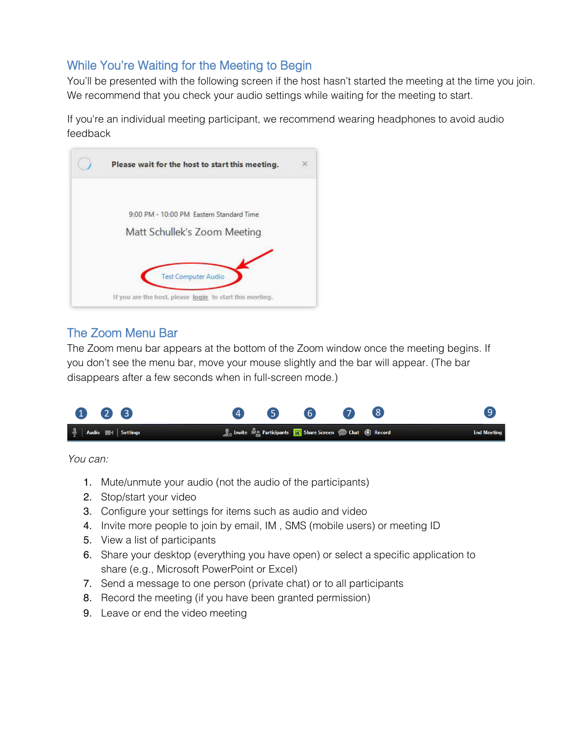## While You're Waiting for the Meeting to Begin

You'll be presented with the following screen if the host hasn't started the meeting at the time you join. We recommend that you check your audio settings while waiting for the meeting to start.

If you're an individual meeting participant, we recommend wearing headphones to avoid audio feedback

## The Zoom Menu Bar

The Zoom menu bar appears at the bottom of the Zoom window once the meeting begins. If you don't see the menu bar, move your mouse slightly and the bar will appear. (The bar disappears after a few seconds when in full-screen mode.)

*You can:*

1. Mute/unmute your audio (not the audio of the participants)
2. Stop/start your video
3. Configure your settings for items such as audio and video
4. Invite more people to join by email, IM , SMS (mobile users) or meeting ID
5. View a list of participants
6. Share your desktop (everything you have open) or select a specific application to share (e.g., Microsoft PowerPoint or Excel)
7. Send a message to one person (private chat) or to all participants
8. Record the meeting (if you have been granted permission)
9. Leave or end the video meeting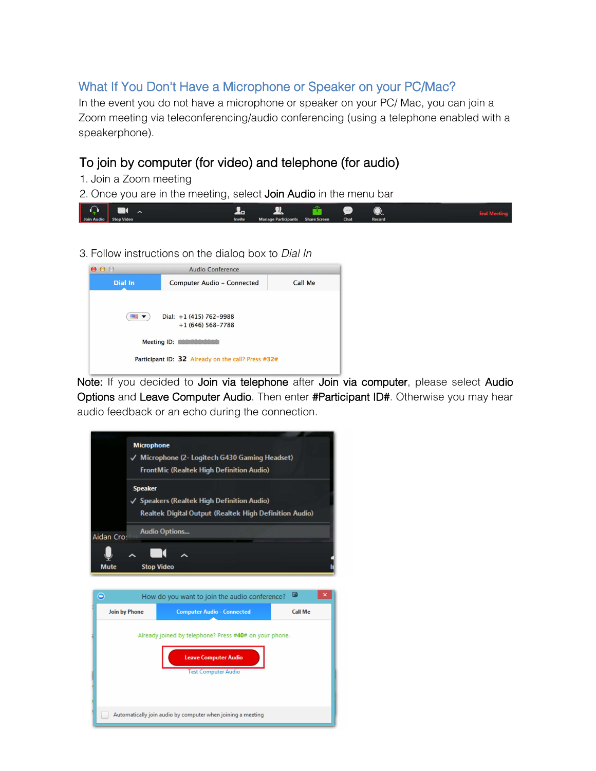## What If You Don't Have a Microphone or Speaker on your PC/Mac?

In the event you do not have a microphone or speaker on your PC/ Mac, you can join a Zoom meeting via teleconferencing/audio conferencing (using a telephone enabled with a speakerphone).

### To join by computer (for video) and telephone (for audio)

1. Join a Zoom meeting
2. Once you are in the meeting, select **Join Audio** in the menu bar
3. Follow instructions on the dialog box to *Dial In*

**Note:** If you decided to **Join via telephone** after **Join via computer**, please select **Audio Options** and **Leave Computer Audio**. Then enter **#Participant ID#**. Otherwise you may hear audio feedback or an echo during the connection.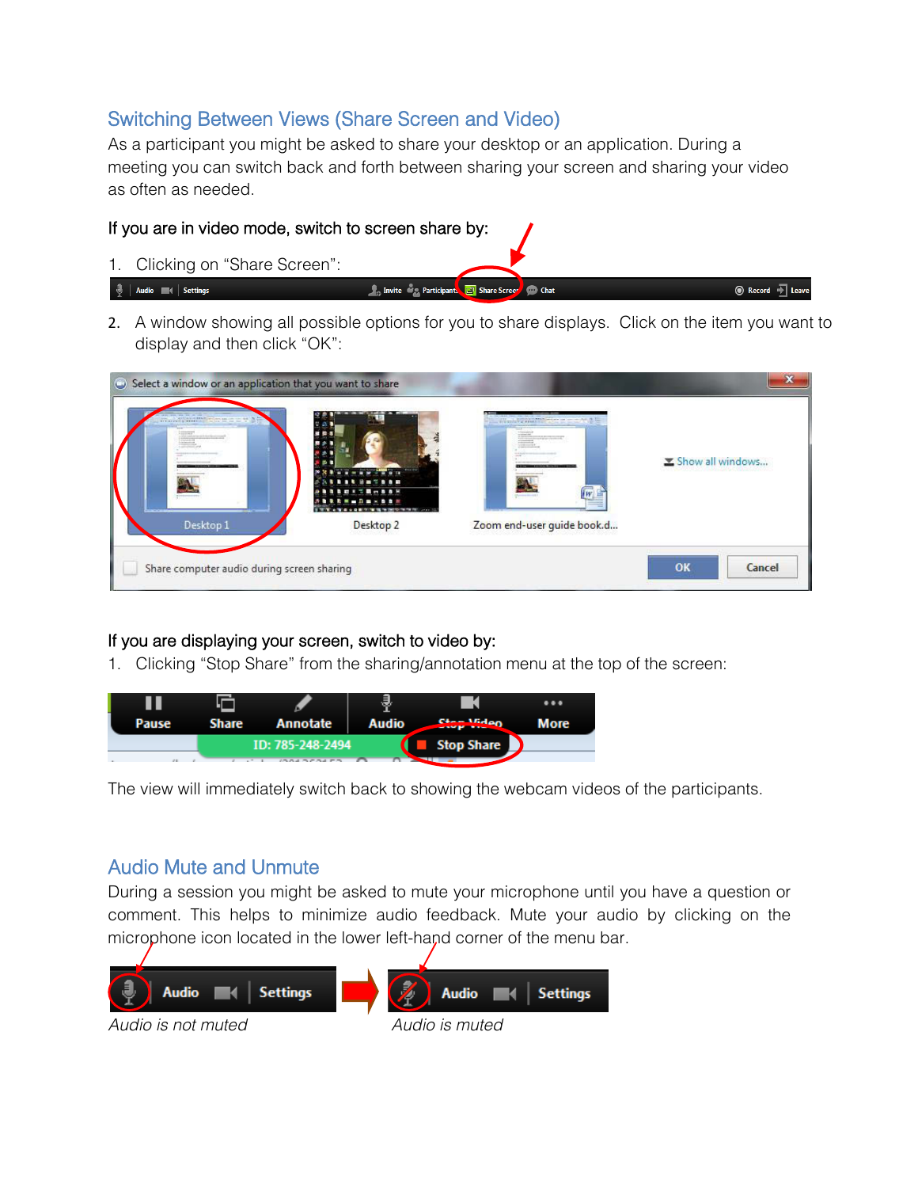## Switching Between Views (Share Screen and Video)

As a participant you might be asked to share your desktop or an application. During a meeting you can switch back and forth between sharing your screen and sharing your video as often as needed.

If you are in video mode, switch to screen share by:

1. Clicking on "Share Screen":
2. A window showing all possible options for you to share displays. Click on the item you want to display and then click "OK":

If you are displaying your screen, switch to video by:

1. Clicking "Stop Share" from the sharing/annotation menu at the top of the screen:

The view will immediately switch back to showing the webcam videos of the participants.

## Audio Mute and Unmute

During a session you might be asked to mute your microphone until you have a question or comment. This helps to minimize audio feedback. Mute your audio by clicking on the microphone icon located in the lower left-hand corner of the menu bar.

*Audio is not muted*

*Audio is muted*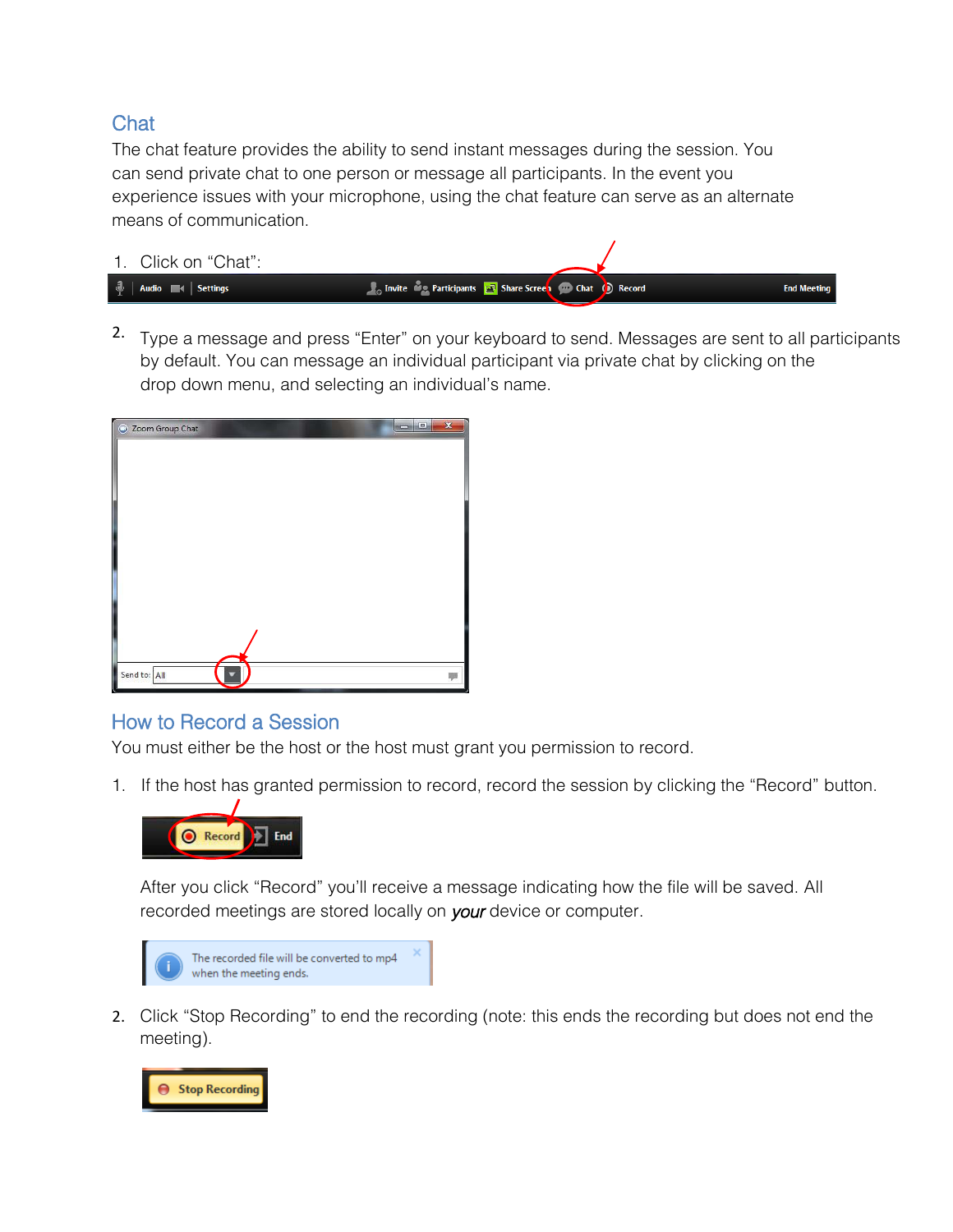## Chat

The chat feature provides the ability to send instant messages during the session. You can send private chat to one person or message all participants. In the event you experience issues with your microphone, using the chat feature can serve as an alternate means of communication.

1. Click on "Chat":

2. Type a message and press "Enter" on your keyboard to send. Messages are sent to all participants by default. You can message an individual participant via private chat by clicking on the drop down menu, and selecting an individual's name.

## How to Record a Session

You must either be the host or the host must grant you permission to record.

1. If the host has granted permission to record, record the session by clicking the "Record" button.

   After you click "Record" you'll receive a message indicating how the file will be saved. All recorded meetings are stored locally on *your* device or computer.

2. Click "Stop Recording" to end the recording (note: this ends the recording but does not end the meeting).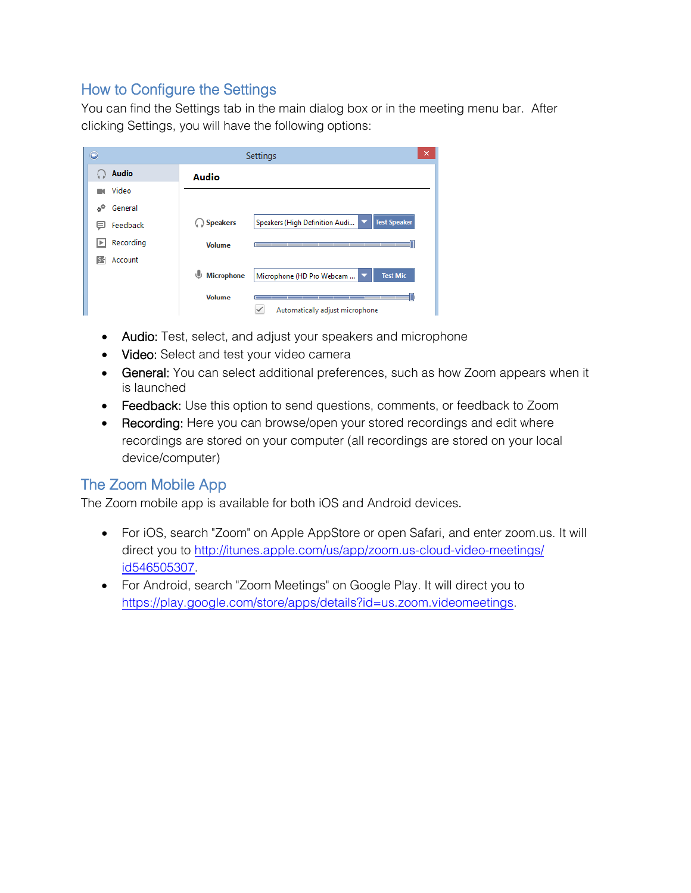## How to Configure the Settings

You can find the Settings tab in the main dialog box or in the meeting menu bar. After clicking Settings, you will have the following options:

- Audio: Test, select, and adjust your speakers and microphone
- Video: Select and test your video camera
- General: You can select additional preferences, such as how Zoom appears when it is launched
- Feedback: Use this option to send questions, comments, or feedback to Zoom
- Recording: Here you can browse/open your stored recordings and edit where recordings are stored on your computer (all recordings are stored on your local device/computer)

## The Zoom Mobile App

The Zoom mobile app is available for both iOS and Android devices.

- For iOS, search "Zoom" on Apple AppStore or open Safari, and enter zoom.us. It will direct you to http://itunes.apple.com/us/app/zoom.us-cloud-video-meetings/id546505307.
- For Android, search "Zoom Meetings" on Google Play. It will direct you to https://play.google.com/store/apps/details?id=us.zoom.videomeetings.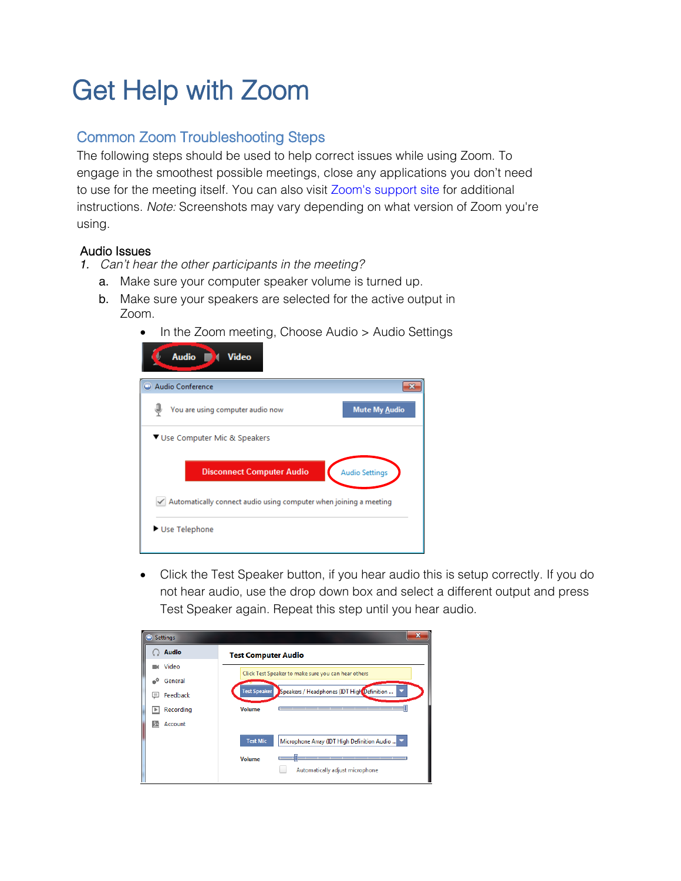# Get Help with Zoom

## Common Zoom Troubleshooting Steps

The following steps should be used to help correct issues while using Zoom. To engage in the smoothest possible meetings, close any applications you don't need to use for the meeting itself. You can also visit Zoom's support site for additional instructions. *Note:* Screenshots may vary depending on what version of Zoom you're using.

### Audio Issues

1. *Can't hear the other participants in the meeting?*
   a. Make sure your computer speaker volume is turned up.
   b. Make sure your speakers are selected for the active output in Zoom.
      - In the Zoom meeting, Choose Audio > Audio Settings
      - Click the Test Speaker button, if you hear audio this is setup correctly. If you do not hear audio, use the drop down box and select a different output and press Test Speaker again. Repeat this step until you hear audio.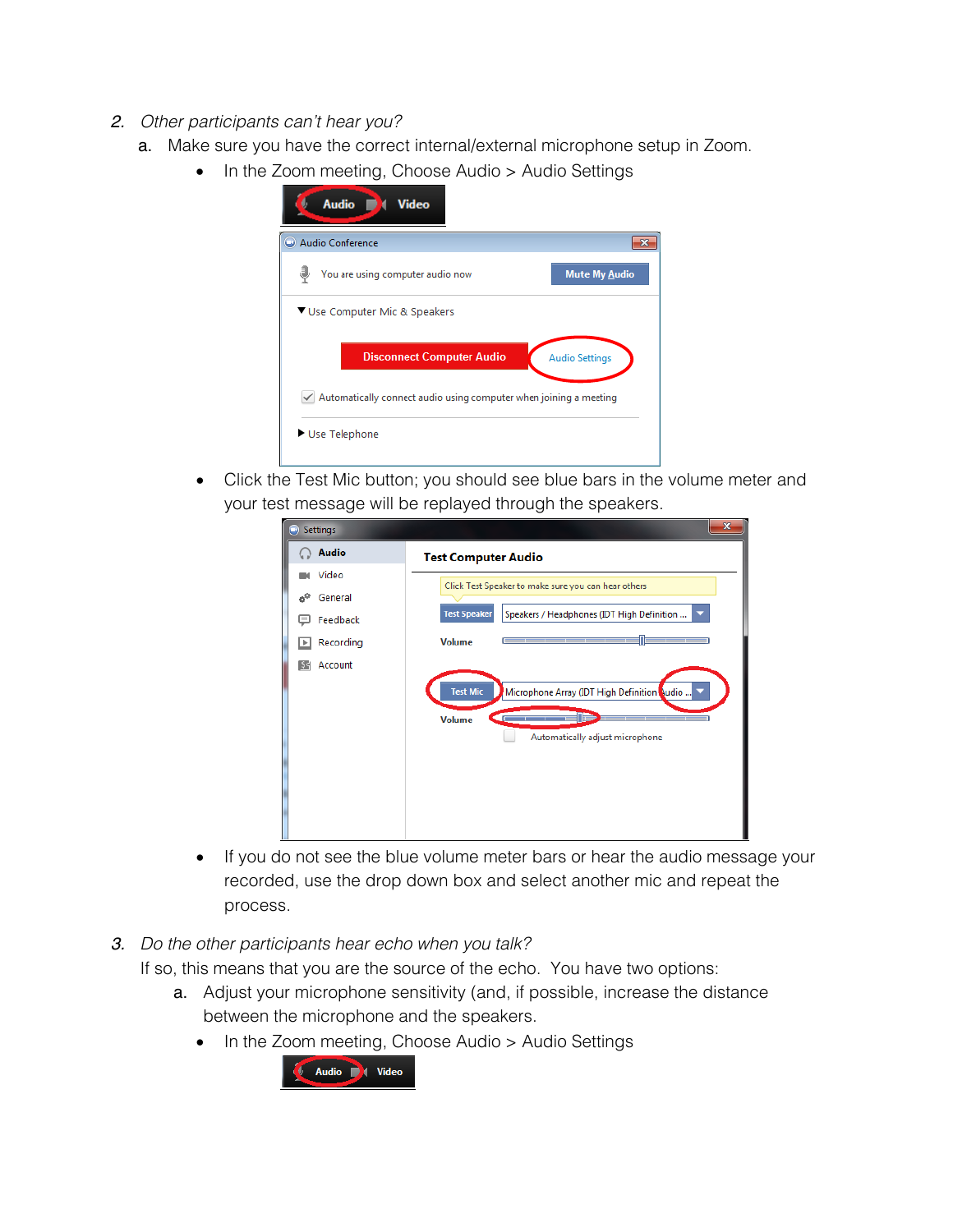2. *Other participants can't hear you?*
   a. Make sure you have the correct internal/external microphone setup in Zoom.
      - In the Zoom meeting, Choose Audio > Audio Settings
      - Click the Test Mic button; you should see blue bars in the volume meter and your test message will be replayed through the speakers.
      - If you do not see the blue volume meter bars or hear the audio message your recorded, use the drop down box and select another mic and repeat the process.

3. *Do the other participants hear echo when you talk?*

   If so, this means that you are the source of the echo. You have two options:
   a. Adjust your microphone sensitivity (and, if possible, increase the distance between the microphone and the speakers.
      - In the Zoom meeting, Choose Audio > Audio Settings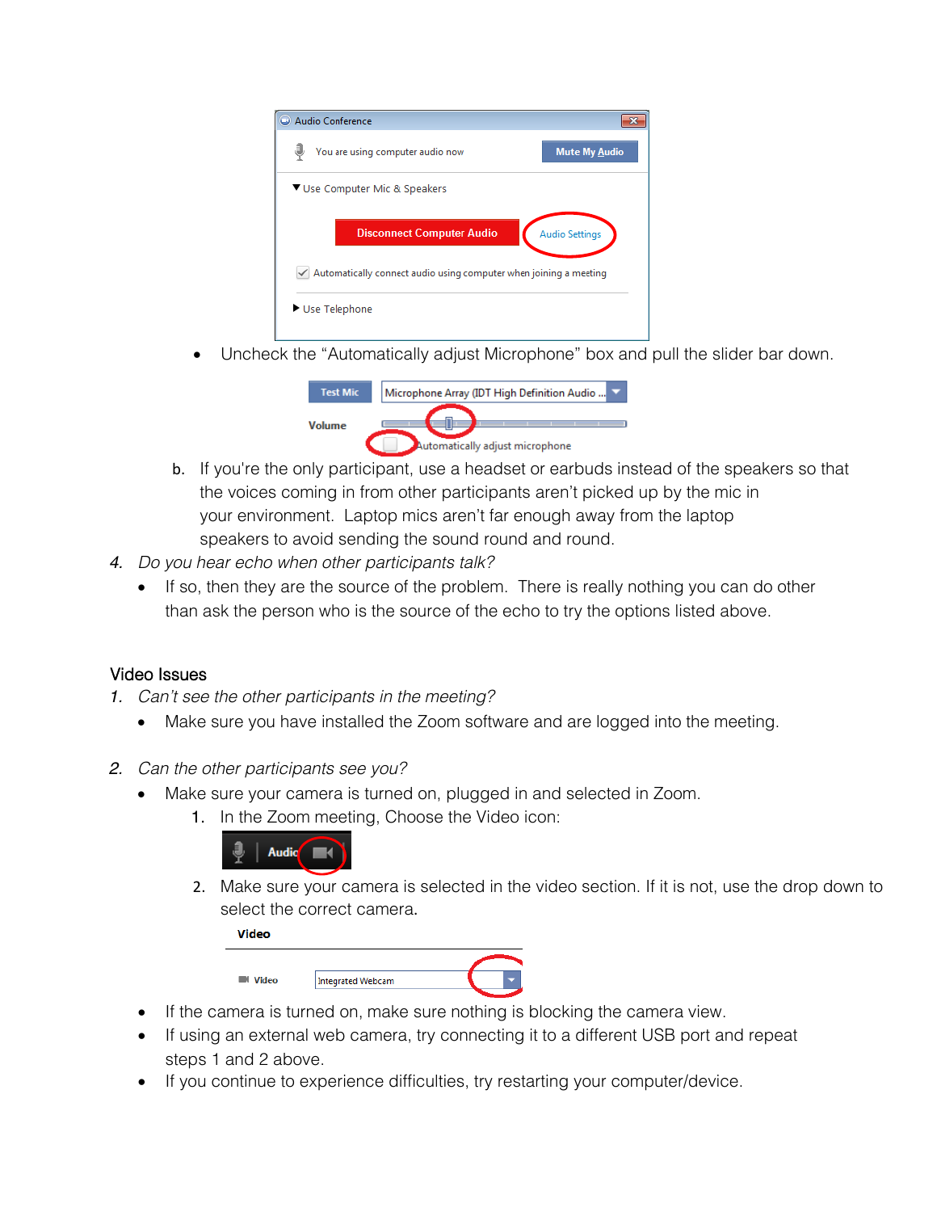- Uncheck the "Automatically adjust Microphone" box and pull the slider bar down.

b. If you're the only participant, use a headset or earbuds instead of the speakers so that the voices coming in from other participants aren't picked up by the mic in your environment. Laptop mics aren't far enough away from the laptop speakers to avoid sending the sound round and round.

4. *Do you hear echo when other participants talk?*
   - If so, then they are the source of the problem. There is really nothing you can do other than ask the person who is the source of the echo to try the options listed above.

## Video Issues

1. *Can't see the other participants in the meeting?*
   - Make sure you have installed the Zoom software and are logged into the meeting.

2. *Can the other participants see you?*
   - Make sure your camera is turned on, plugged in and selected in Zoom.
     1. In the Zoom meeting, Choose the Video icon:
     2. Make sure your camera is selected in the video section. If it is not, use the drop down to select the correct camera.
   - If the camera is turned on, make sure nothing is blocking the camera view.
   - If using an external web camera, try connecting it to a different USB port and repeat steps 1 and 2 above.
   - If you continue to experience difficulties, try restarting your computer/device.